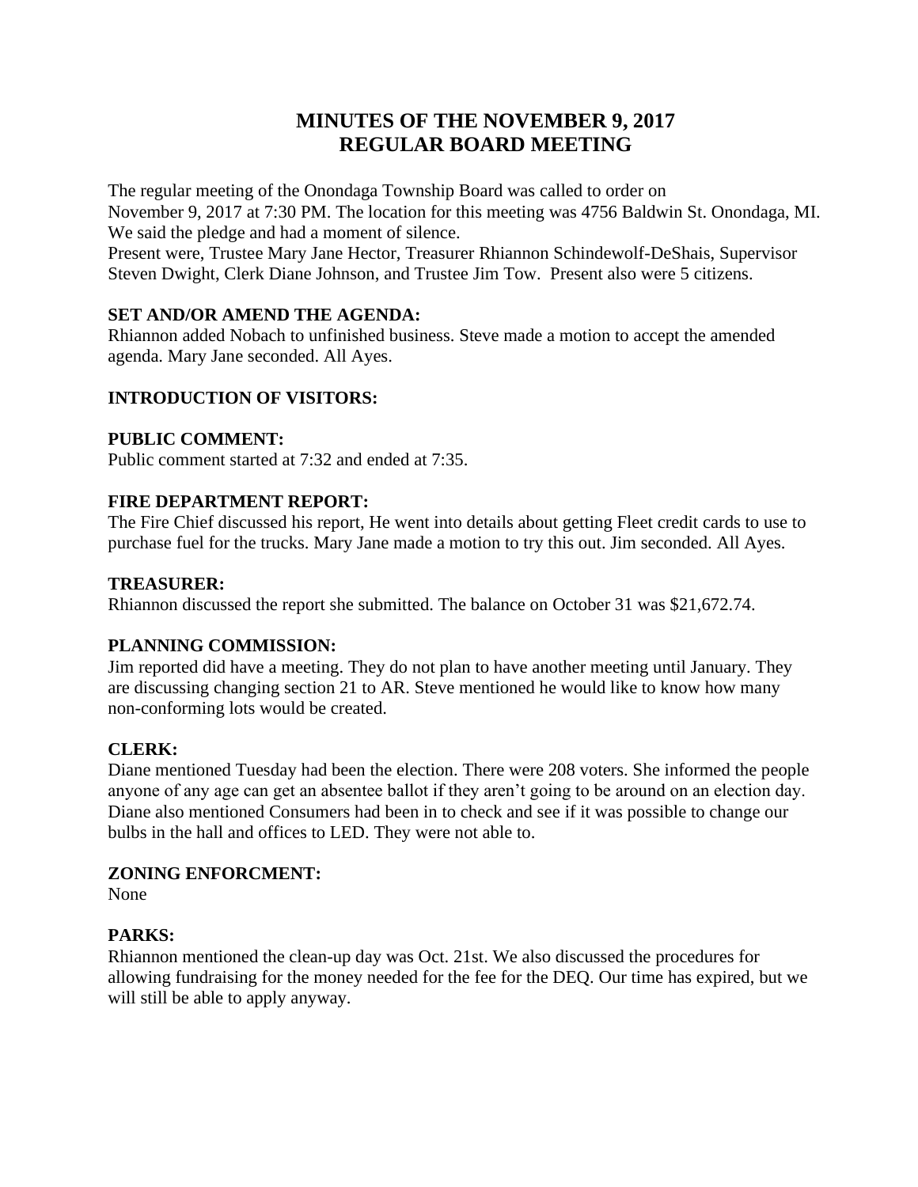# MINUTES OF THE NOVEMBER 9, 2017
# REGULAR BOARD MEETING

The regular meeting of the Onondaga Township Board was called to order on November 9, 2017 at 7:30 PM. The location for this meeting was 4756 Baldwin St. Onondaga, MI. We said the pledge and had a moment of silence.
Present were, Trustee Mary Jane Hector, Treasurer Rhiannon Schindewolf-DeShais, Supervisor Steven Dwight, Clerk Diane Johnson, and Trustee Jim Tow. Present also were 5 citizens.

**SET AND/OR AMEND THE AGENDA:**
Rhiannon added Nobach to unfinished business. Steve made a motion to accept the amended agenda. Mary Jane seconded. All Ayes.

**INTRODUCTION OF VISITORS:**

**PUBLIC COMMENT:**
Public comment started at 7:32 and ended at 7:35.

**FIRE DEPARTMENT REPORT:**
The Fire Chief discussed his report, He went into details about getting Fleet credit cards to use to purchase fuel for the trucks. Mary Jane made a motion to try this out. Jim seconded. All Ayes.

**TREASURER:**
Rhiannon discussed the report she submitted. The balance on October 31 was $21,672.74.

**PLANNING COMMISSION:**
Jim reported did have a meeting. They do not plan to have another meeting until January. They are discussing changing section 21 to AR. Steve mentioned he would like to know how many non-conforming lots would be created.

**CLERK:**
Diane mentioned Tuesday had been the election. There were 208 voters. She informed the people anyone of any age can get an absentee ballot if they aren't going to be around on an election day. Diane also mentioned Consumers had been in to check and see if it was possible to change our bulbs in the hall and offices to LED. They were not able to.

**ZONING ENFORCMENT:**
None

**PARKS:**
Rhiannon mentioned the clean-up day was Oct. 21st. We also discussed the procedures for allowing fundraising for the money needed for the fee for the DEQ. Our time has expired, but we will still be able to apply anyway.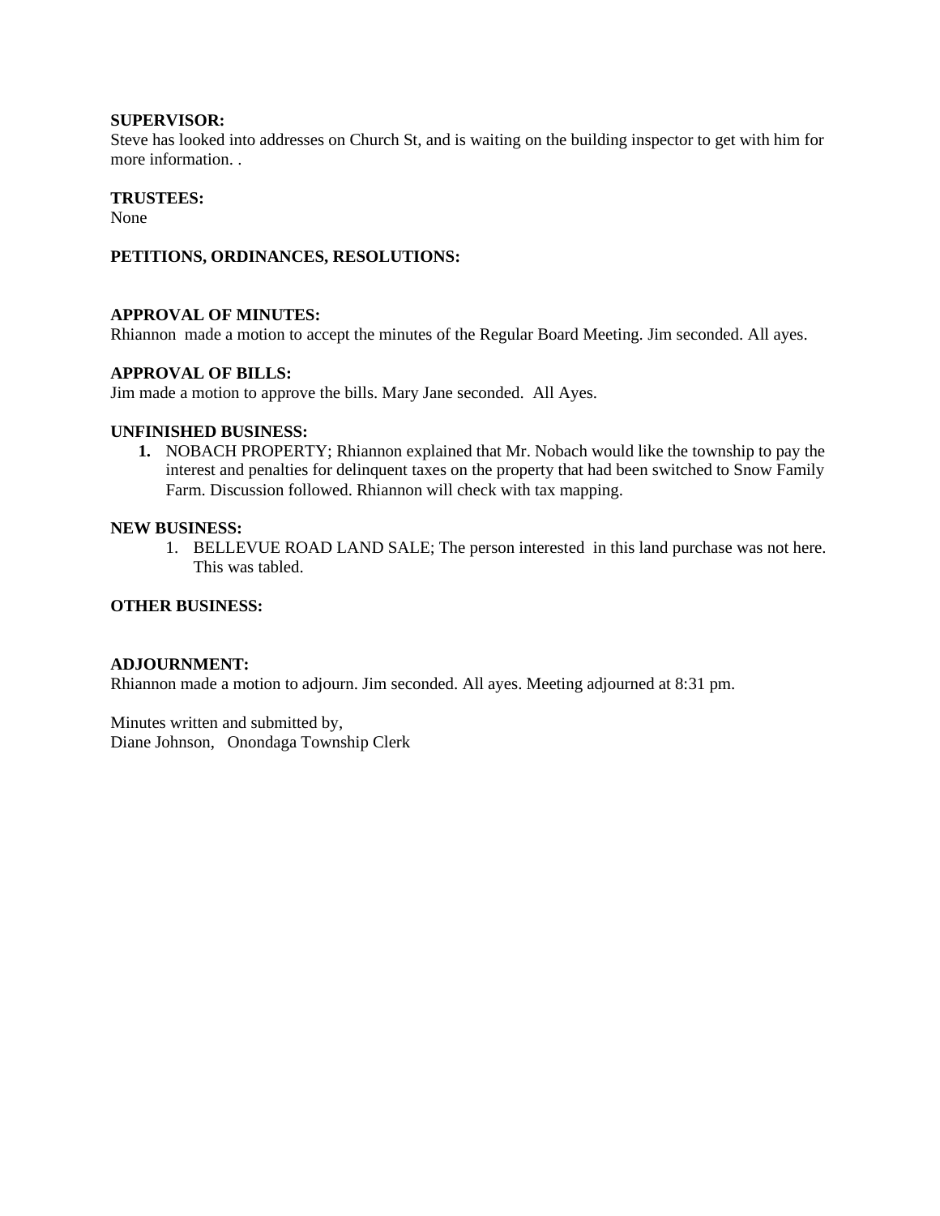**SUPERVISOR:**
Steve has looked into addresses on Church St, and is waiting on the building inspector to get with him for more information. .

**TRUSTEES:**
None

**PETITIONS, ORDINANCES, RESOLUTIONS:**

**APPROVAL OF MINUTES:**
Rhiannon made a motion to accept the minutes of the Regular Board Meeting. Jim seconded. All ayes.

**APPROVAL OF BILLS:**
Jim made a motion to approve the bills. Mary Jane seconded. All Ayes.

**UNFINISHED BUSINESS:**

1. NOBACH PROPERTY; Rhiannon explained that Mr. Nobach would like the township to pay the interest and penalties for delinquent taxes on the property that had been switched to Snow Family Farm. Discussion followed. Rhiannon will check with tax mapping.

**NEW BUSINESS:**

1. BELLEVUE ROAD LAND SALE; The person interested in this land purchase was not here. This was tabled.

**OTHER BUSINESS:**

**ADJOURNMENT:**
Rhiannon made a motion to adjourn. Jim seconded. All ayes. Meeting adjourned at 8:31 pm.

Minutes written and submitted by,
Diane Johnson, Onondaga Township Clerk